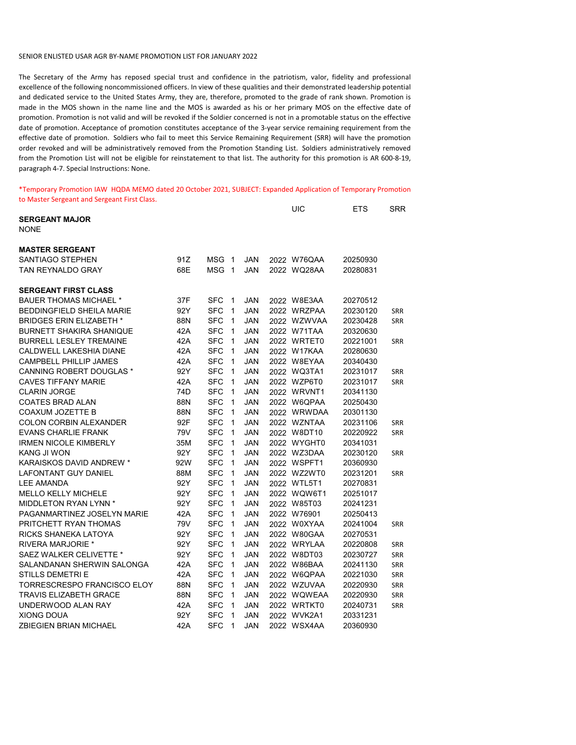SENIOR ENLISTED USAR AGR BY-NAME PROMOTION LIST FOR JANUARY 2022

The Secretary of the Army has reposed special trust and confidence in the patriotism, valor, fidelity and professional excellence of the following noncommissioned officers. In view of these qualities and their demonstrated leadership potential and dedicated service to the United States Army, they are, therefore, promoted to the grade of rank shown. Promotion is made in the MOS shown in the name line and the MOS is awarded as his or her primary MOS on the effective date of promotion. Promotion is not valid and will be revoked if the Soldier concerned is not in a promotable status on the effective date of promotion. Acceptance of promotion constitutes acceptance of the 3-year service remaining requirement from the effective date of promotion. Soldiers who fail to meet this Service Remaining Requirement (SRR) will have the promotion order revoked and will be administratively removed from the Promotion Standing List. Soldiers administratively removed from the Promotion List will not be eligible for reinstatement to that list. The authority for this promotion is AR 600-8-19, paragraph 4-7. Special Instructions: None.

*Temporary Promotion IAW HQDA MEMO dated 20 October 2021, SUBJECT: Expanded Application of Temporary Promotion to Master Sergeant and Sergeant First Class.

| Name | MOS | Grade | Day | Month | Year | UIC | ETS | SRR |
|---|---|---|---|---|---|---|---|---|
| **SERGEANT MAJOR** | | | | | | | | |
| NONE | | | | | | | | |
| **MASTER SERGEANT** | | | | | | | | |
| SANTIAGO STEPHEN | 91Z | MSG | 1 | JAN | 2022 | W76QAA | 20250930 | |
| TAN REYNALDO GRAY | 68E | MSG | 1 | JAN | 2022 | WQ28AA | 20280831 | |
| **SERGEANT FIRST CLASS** | | | | | | | | |
| BAUER THOMAS MICHAEL * | 37F | SFC | 1 | JAN | 2022 | W8E3AA | 20270512 | |
| BEDDINGFIELD SHEILA MARIE | 92Y | SFC | 1 | JAN | 2022 | WRZPAA | 20230120 | SRR |
| BRIDGES ERIN ELIZABETH * | 88N | SFC | 1 | JAN | 2022 | WZWVAA | 20230428 | SRR |
| BURNETT SHAKIRA SHANIQUE | 42A | SFC | 1 | JAN | 2022 | W71TAA | 20320630 | |
| BURRELL LESLEY TREMAINE | 42A | SFC | 1 | JAN | 2022 | WRTET0 | 20221001 | SRR |
| CALDWELL LAKESHIA DIANE | 42A | SFC | 1 | JAN | 2022 | W17KAA | 20280630 | |
| CAMPBELL PHILLIP JAMES | 42A | SFC | 1 | JAN | 2022 | W8EYAA | 20340430 | |
| CANNING ROBERT DOUGLAS * | 92Y | SFC | 1 | JAN | 2022 | WQ3TA1 | 20231017 | SRR |
| CAVES TIFFANY MARIE | 42A | SFC | 1 | JAN | 2022 | WZP6T0 | 20231017 | SRR |
| CLARIN JORGE | 74D | SFC | 1 | JAN | 2022 | WRVNT1 | 20341130 | |
| COATES BRAD ALAN | 88N | SFC | 1 | JAN | 2022 | W6QPAA | 20250430 | |
| COAXUM JOZETTE B | 88N | SFC | 1 | JAN | 2022 | WRWDAA | 20301130 | |
| COLON CORBIN ALEXANDER | 92F | SFC | 1 | JAN | 2022 | WZNTAA | 20231106 | SRR |
| EVANS CHARLIE FRANK | 79V | SFC | 1 | JAN | 2022 | W8DT10 | 20220922 | SRR |
| IRMEN NICOLE KIMBERLY | 35M | SFC | 1 | JAN | 2022 | WYGHT0 | 20341031 | |
| KANG JI WON | 92Y | SFC | 1 | JAN | 2022 | WZ3DAA | 20230120 | SRR |
| KARAISKOS DAVID ANDREW * | 92W | SFC | 1 | JAN | 2022 | WSPFT1 | 20360930 | |
| LAFONTANT GUY DANIEL | 88M | SFC | 1 | JAN | 2022 | WZ2WT0 | 20231201 | SRR |
| LEE AMANDA | 92Y | SFC | 1 | JAN | 2022 | WTL5T1 | 20270831 | |
| MELLO KELLY MICHELE | 92Y | SFC | 1 | JAN | 2022 | WQW6T1 | 20251017 | |
| MIDDLETON RYAN LYNN * | 92Y | SFC | 1 | JAN | 2022 | W85T03 | 20241231 | |
| PAGANMARTINEZ JOSELYN MARIE | 42A | SFC | 1 | JAN | 2022 | W76901 | 20250413 | |
| PRITCHETT RYAN THOMAS | 79V | SFC | 1 | JAN | 2022 | W0XYAA | 20241004 | SRR |
| RICKS SHANEKA LATOYA | 92Y | SFC | 1 | JAN | 2022 | W80GAA | 20270531 | |
| RIVERA MARJORIE * | 92Y | SFC | 1 | JAN | 2022 | WRYLAA | 20220808 | SRR |
| SAEZ WALKER CELIVETTE * | 92Y | SFC | 1 | JAN | 2022 | W8DT03 | 20230727 | SRR |
| SALANDANAN SHERWIN SALONGA | 42A | SFC | 1 | JAN | 2022 | W86BAA | 20241130 | SRR |
| STILLS DEMETRI E | 42A | SFC | 1 | JAN | 2022 | W6QPAA | 20221030 | SRR |
| TORRESCRESPO FRANCISCO ELOY | 88N | SFC | 1 | JAN | 2022 | WZUVAA | 20220930 | SRR |
| TRAVIS ELIZABETH GRACE | 88N | SFC | 1 | JAN | 2022 | WQWEAA | 20220930 | SRR |
| UNDERWOOD ALAN RAY | 42A | SFC | 1 | JAN | 2022 | WRTKT0 | 20240731 | SRR |
| XIONG DOUA | 92Y | SFC | 1 | JAN | 2022 | WVK2A1 | 20331231 | |
| ZBIEGIEN BRIAN MICHAEL | 42A | SFC | 1 | JAN | 2022 | WSX4AA | 20360930 | |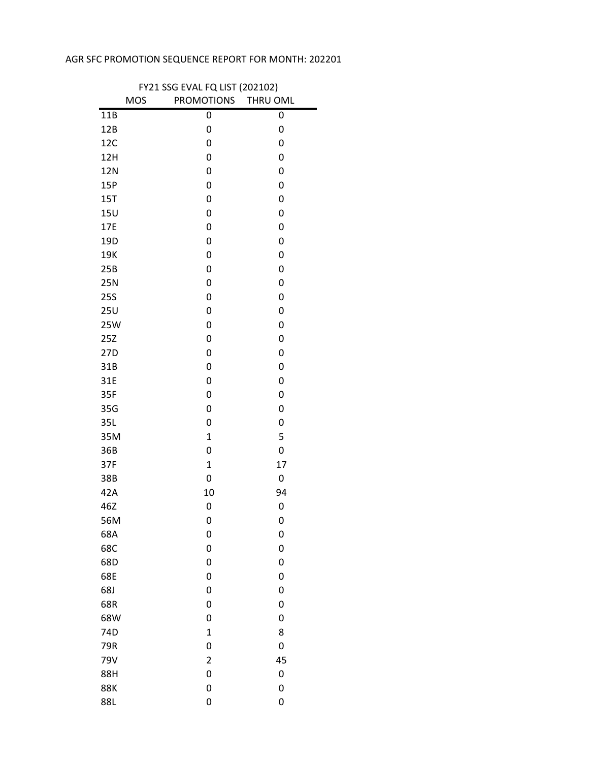AGR SFC PROMOTION SEQUENCE REPORT FOR MONTH: 202201

| FY21 SSG EVAL FQ LIST (202102) | | |
| --- | --- | --- |
| MOS | PROMOTIONS | THRU OML |
| 11B | 0 | 0 |
| 12B | 0 | 0 |
| 12C | 0 | 0 |
| 12H | 0 | 0 |
| 12N | 0 | 0 |
| 15P | 0 | 0 |
| 15T | 0 | 0 |
| 15U | 0 | 0 |
| 17E | 0 | 0 |
| 19D | 0 | 0 |
| 19K | 0 | 0 |
| 25B | 0 | 0 |
| 25N | 0 | 0 |
| 25S | 0 | 0 |
| 25U | 0 | 0 |
| 25W | 0 | 0 |
| 25Z | 0 | 0 |
| 27D | 0 | 0 |
| 31B | 0 | 0 |
| 31E | 0 | 0 |
| 35F | 0 | 0 |
| 35G | 0 | 0 |
| 35L | 0 | 0 |
| 35M | 1 | 5 |
| 36B | 0 | 0 |
| 37F | 1 | 17 |
| 38B | 0 | 0 |
| 42A | 10 | 94 |
| 46Z | 0 | 0 |
| 56M | 0 | 0 |
| 68A | 0 | 0 |
| 68C | 0 | 0 |
| 68D | 0 | 0 |
| 68E | 0 | 0 |
| 68J | 0 | 0 |
| 68R | 0 | 0 |
| 68W | 0 | 0 |
| 74D | 1 | 8 |
| 79R | 0 | 0 |
| 79V | 2 | 45 |
| 88H | 0 | 0 |
| 88K | 0 | 0 |
| 88L | 0 | 0 |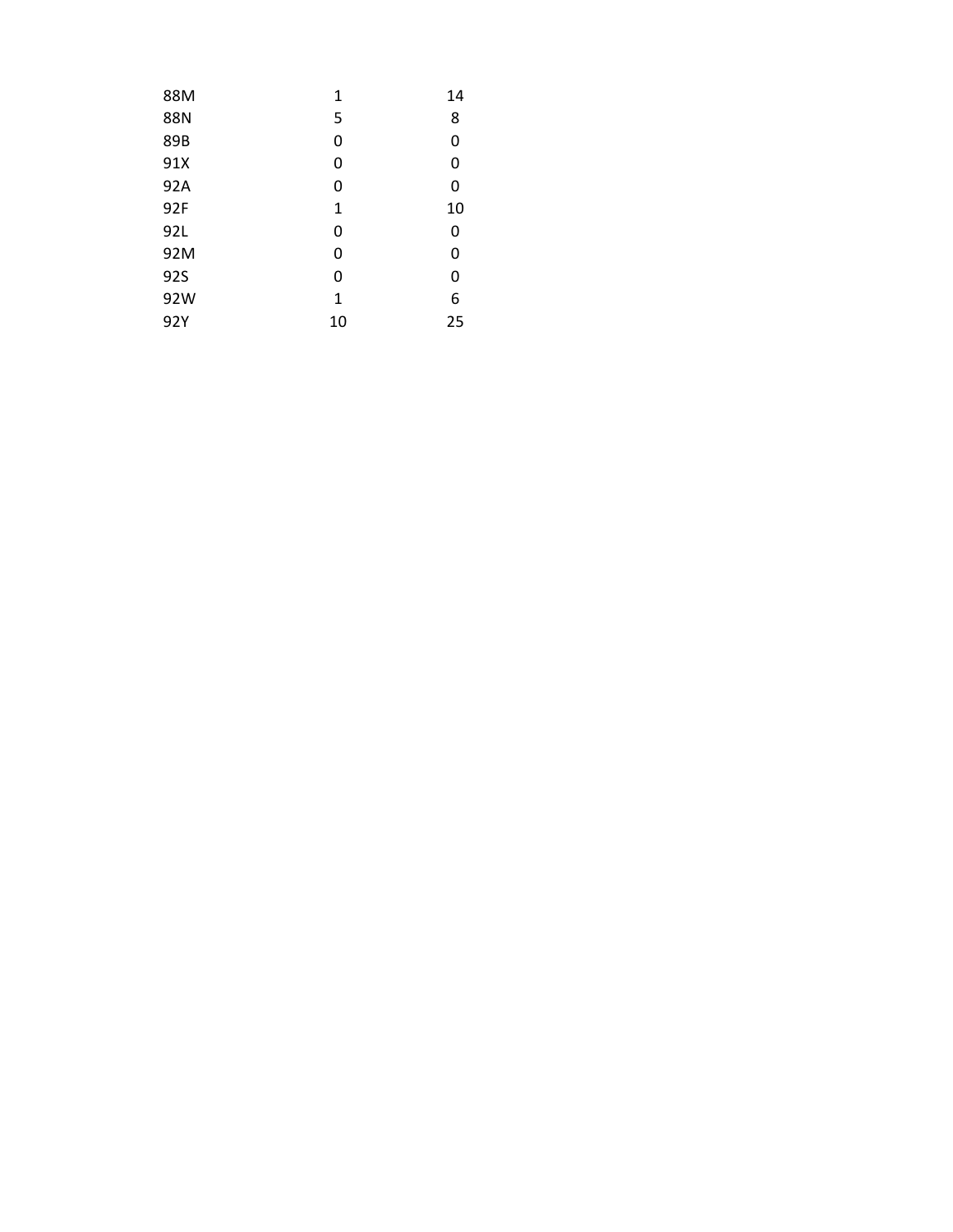| | | |
|---|---|---|
| 88M | 1 | 14 |
| 88N | 5 | 8 |
| 89B | 0 | 0 |
| 91X | 0 | 0 |
| 92A | 0 | 0 |
| 92F | 1 | 10 |
| 92L | 0 | 0 |
| 92M | 0 | 0 |
| 92S | 0 | 0 |
| 92W | 1 | 6 |
| 92Y | 10 | 25 |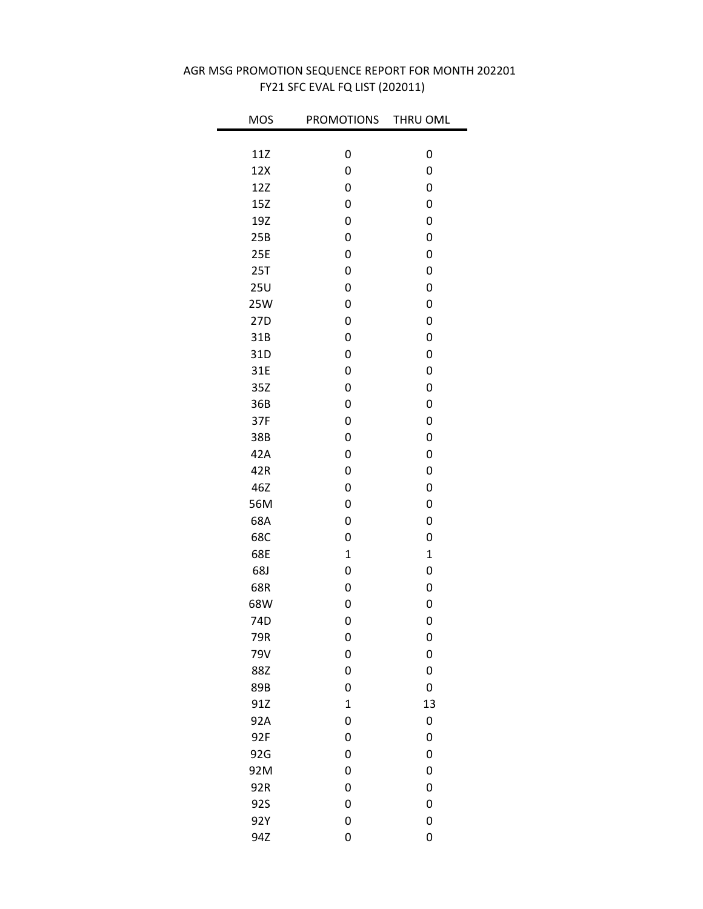AGR MSG PROMOTION SEQUENCE REPORT FOR MONTH 202201

FY21 SFC EVAL FQ LIST (202011)

| MOS | PROMOTIONS | THRU OML |
|---|---|---|
| 11Z | 0 | 0 |
| 12X | 0 | 0 |
| 12Z | 0 | 0 |
| 15Z | 0 | 0 |
| 19Z | 0 | 0 |
| 25B | 0 | 0 |
| 25E | 0 | 0 |
| 25T | 0 | 0 |
| 25U | 0 | 0 |
| 25W | 0 | 0 |
| 27D | 0 | 0 |
| 31B | 0 | 0 |
| 31D | 0 | 0 |
| 31E | 0 | 0 |
| 35Z | 0 | 0 |
| 36B | 0 | 0 |
| 37F | 0 | 0 |
| 38B | 0 | 0 |
| 42A | 0 | 0 |
| 42R | 0 | 0 |
| 46Z | 0 | 0 |
| 56M | 0 | 0 |
| 68A | 0 | 0 |
| 68C | 0 | 0 |
| 68E | 1 | 1 |
| 68J | 0 | 0 |
| 68R | 0 | 0 |
| 68W | 0 | 0 |
| 74D | 0 | 0 |
| 79R | 0 | 0 |
| 79V | 0 | 0 |
| 88Z | 0 | 0 |
| 89B | 0 | 0 |
| 91Z | 1 | 13 |
| 92A | 0 | 0 |
| 92F | 0 | 0 |
| 92G | 0 | 0 |
| 92M | 0 | 0 |
| 92R | 0 | 0 |
| 92S | 0 | 0 |
| 92Y | 0 | 0 |
| 94Z | 0 | 0 |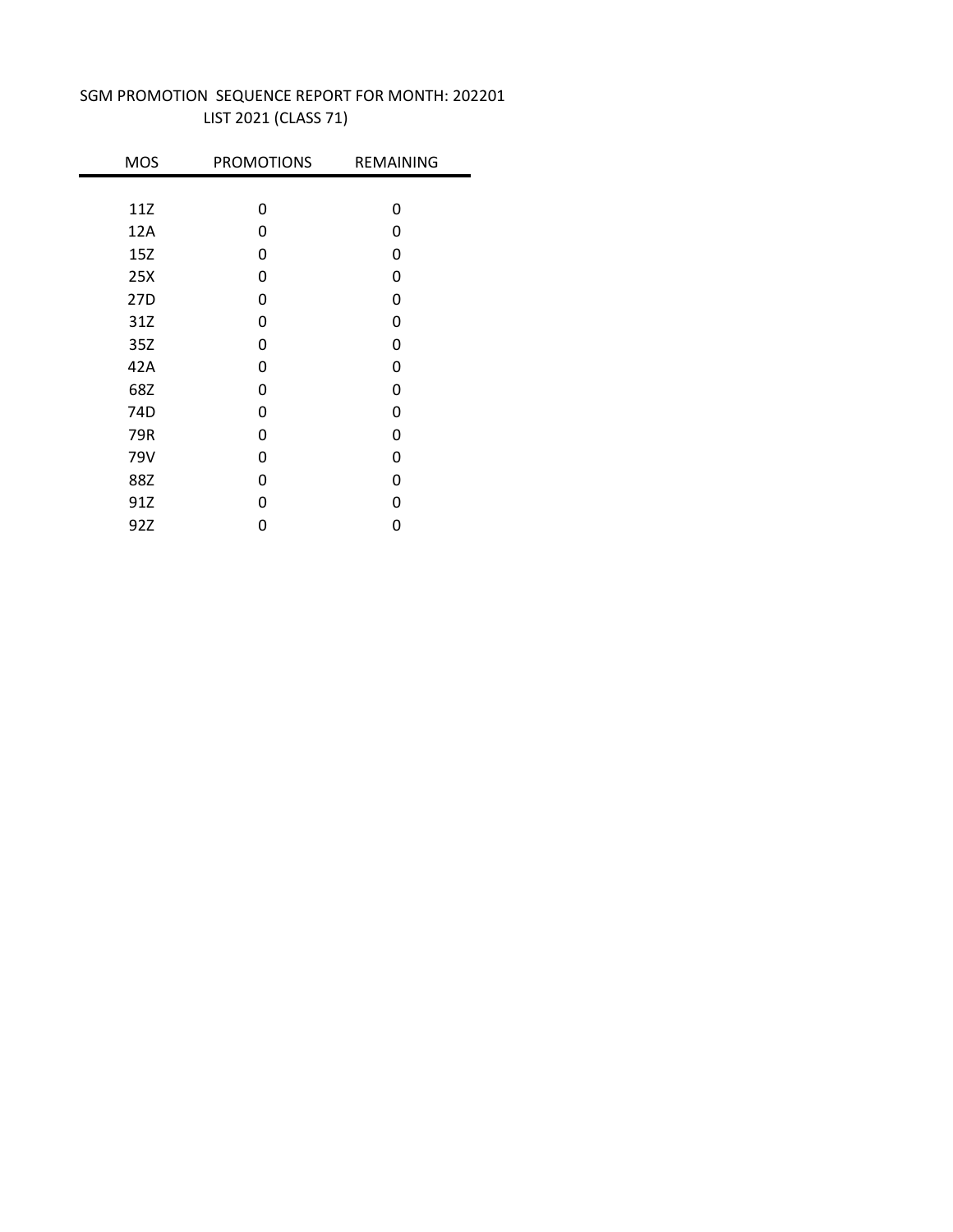SGM PROMOTION SEQUENCE REPORT FOR MONTH: 202201
LIST 2021 (CLASS 71)

| MOS | PROMOTIONS | REMAINING |
|---|---|---|
| 11Z | 0 | 0 |
| 12A | 0 | 0 |
| 15Z | 0 | 0 |
| 25X | 0 | 0 |
| 27D | 0 | 0 |
| 31Z | 0 | 0 |
| 35Z | 0 | 0 |
| 42A | 0 | 0 |
| 68Z | 0 | 0 |
| 74D | 0 | 0 |
| 79R | 0 | 0 |
| 79V | 0 | 0 |
| 88Z | 0 | 0 |
| 91Z | 0 | 0 |
| 92Z | 0 | 0 |